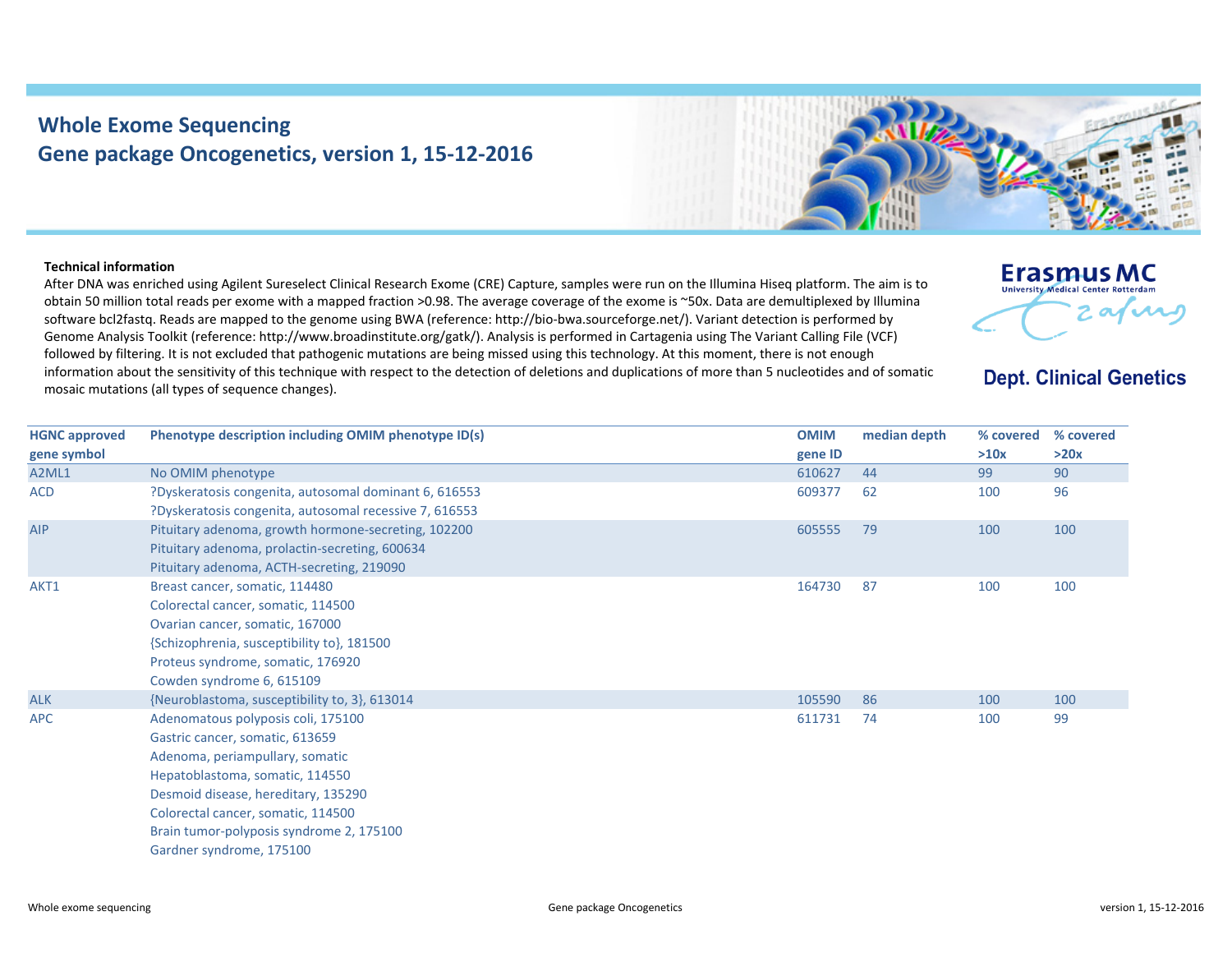# Whole Exome Sequencing
## Gene package Oncogenetics, version 1, 15-12-2016

Erasmus MC
University Medical Center Rotterdam

**Dept. Clinical Genetics**

**Technical information**

After DNA was enriched using Agilent Sureselect Clinical Research Exome (CRE) Capture, samples were run on the Illumina Hiseq platform. The aim is to obtain 50 million total reads per exome with a mapped fraction >0.98. The average coverage of the exome is ~50x. Data are demultiplexed by Illumina software bcl2fastq. Reads are mapped to the genome using BWA (reference: http://bio-bwa.sourceforge.net/). Variant detection is performed by Genome Analysis Toolkit (reference: http://www.broadinstitute.org/gatk/). Analysis is performed in Cartagenia using The Variant Calling File (VCF) followed by filtering. It is not excluded that pathogenic mutations are being missed using this technology. At this moment, there is not enough information about the sensitivity of this technique with respect to the detection of deletions and duplications of more than 5 nucleotides and of somatic mosaic mutations (all types of sequence changes).

| HGNC approved gene symbol | Phenotype description including OMIM phenotype ID(s) | OMIM gene ID | median depth | % covered >10x | % covered >20x |
|---|---|---|---|---|---|
| A2ML1 | No OMIM phenotype | 610627 | 44 | 99 | 90 |
| ACD | ?Dyskeratosis congenita, autosomal dominant 6, 616553<br>?Dyskeratosis congenita, autosomal recessive 7, 616553 | 609377 | 62 | 100 | 96 |
| AIP | Pituitary adenoma, growth hormone-secreting, 102200<br>Pituitary adenoma, prolactin-secreting, 600634<br>Pituitary adenoma, ACTH-secreting, 219090 | 605555 | 79 | 100 | 100 |
| AKT1 | Breast cancer, somatic, 114480<br>Colorectal cancer, somatic, 114500<br>Ovarian cancer, somatic, 167000<br>{Schizophrenia, susceptibility to}, 181500<br>Proteus syndrome, somatic, 176920<br>Cowden syndrome 6, 615109 | 164730 | 87 | 100 | 100 |
| ALK | {Neuroblastoma, susceptibility to, 3}, 613014 | 105590 | 86 | 100 | 100 |
| APC | Adenomatous polyposis coli, 175100<br>Gastric cancer, somatic, 613659<br>Adenoma, periampullary, somatic<br>Hepatoblastoma, somatic, 114550<br>Desmoid disease, hereditary, 135290<br>Colorectal cancer, somatic, 114500<br>Brain tumor-polyposis syndrome 2, 175100<br>Gardner syndrome, 175100 | 611731 | 74 | 100 | 99 |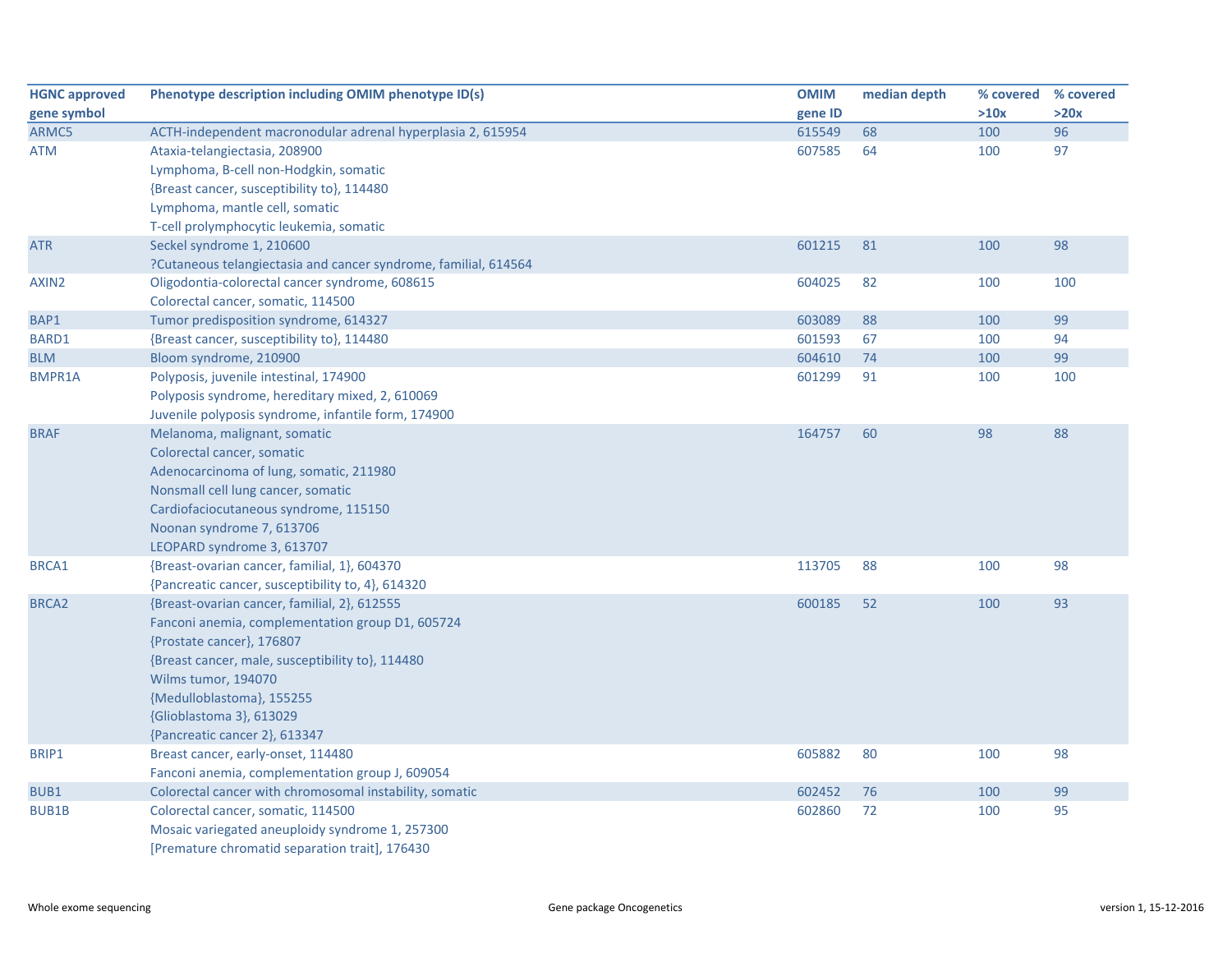| HGNC approved gene symbol | Phenotype description including OMIM phenotype ID(s) | OMIM gene ID | median depth | % covered >10x | % covered >20x |
|---|---|---|---|---|---|
| ARMC5 | ACTH-independent macronodular adrenal hyperplasia 2, 615954 | 615549 | 68 | 100 | 96 |
| ATM | Ataxia-telangiectasia, 208900<br>Lymphoma, B-cell non-Hodgkin, somatic<br>{Breast cancer, susceptibility to}, 114480<br>Lymphoma, mantle cell, somatic<br>T-cell prolymphocytic leukemia, somatic | 607585 | 64 | 100 | 97 |
| ATR | Seckel syndrome 1, 210600<br>?Cutaneous telangiectasia and cancer syndrome, familial, 614564 | 601215 | 81 | 100 | 98 |
| AXIN2 | Oligodontia-colorectal cancer syndrome, 608615<br>Colorectal cancer, somatic, 114500 | 604025 | 82 | 100 | 100 |
| BAP1 | Tumor predisposition syndrome, 614327 | 603089 | 88 | 100 | 99 |
| BARD1 | {Breast cancer, susceptibility to}, 114480 | 601593 | 67 | 100 | 94 |
| BLM | Bloom syndrome, 210900 | 604610 | 74 | 100 | 99 |
| BMPR1A | Polyposis, juvenile intestinal, 174900<br>Polyposis syndrome, hereditary mixed, 2, 610069<br>Juvenile polyposis syndrome, infantile form, 174900 | 601299 | 91 | 100 | 100 |
| BRAF | Melanoma, malignant, somatic<br>Colorectal cancer, somatic<br>Adenocarcinoma of lung, somatic, 211980<br>Nonsmall cell lung cancer, somatic<br>Cardiofaciocutaneous syndrome, 115150<br>Noonan syndrome 7, 613706<br>LEOPARD syndrome 3, 613707 | 164757 | 60 | 98 | 88 |
| BRCA1 | {Breast-ovarian cancer, familial, 1}, 604370<br>{Pancreatic cancer, susceptibility to, 4}, 614320 | 113705 | 88 | 100 | 98 |
| BRCA2 | {Breast-ovarian cancer, familial, 2}, 612555<br>Fanconi anemia, complementation group D1, 605724<br>{Prostate cancer}, 176807<br>{Breast cancer, male, susceptibility to}, 114480<br>Wilms tumor, 194070<br>{Medulloblastoma}, 155255<br>{Glioblastoma 3}, 613029<br>{Pancreatic cancer 2}, 613347 | 600185 | 52 | 100 | 93 |
| BRIP1 | Breast cancer, early-onset, 114480<br>Fanconi anemia, complementation group J, 609054 | 605882 | 80 | 100 | 98 |
| BUB1 | Colorectal cancer with chromosomal instability, somatic | 602452 | 76 | 100 | 99 |
| BUB1B | Colorectal cancer, somatic, 114500<br>Mosaic variegated aneuploidy syndrome 1, 257300<br>[Premature chromatid separation trait], 176430 | 602860 | 72 | 100 | 95 |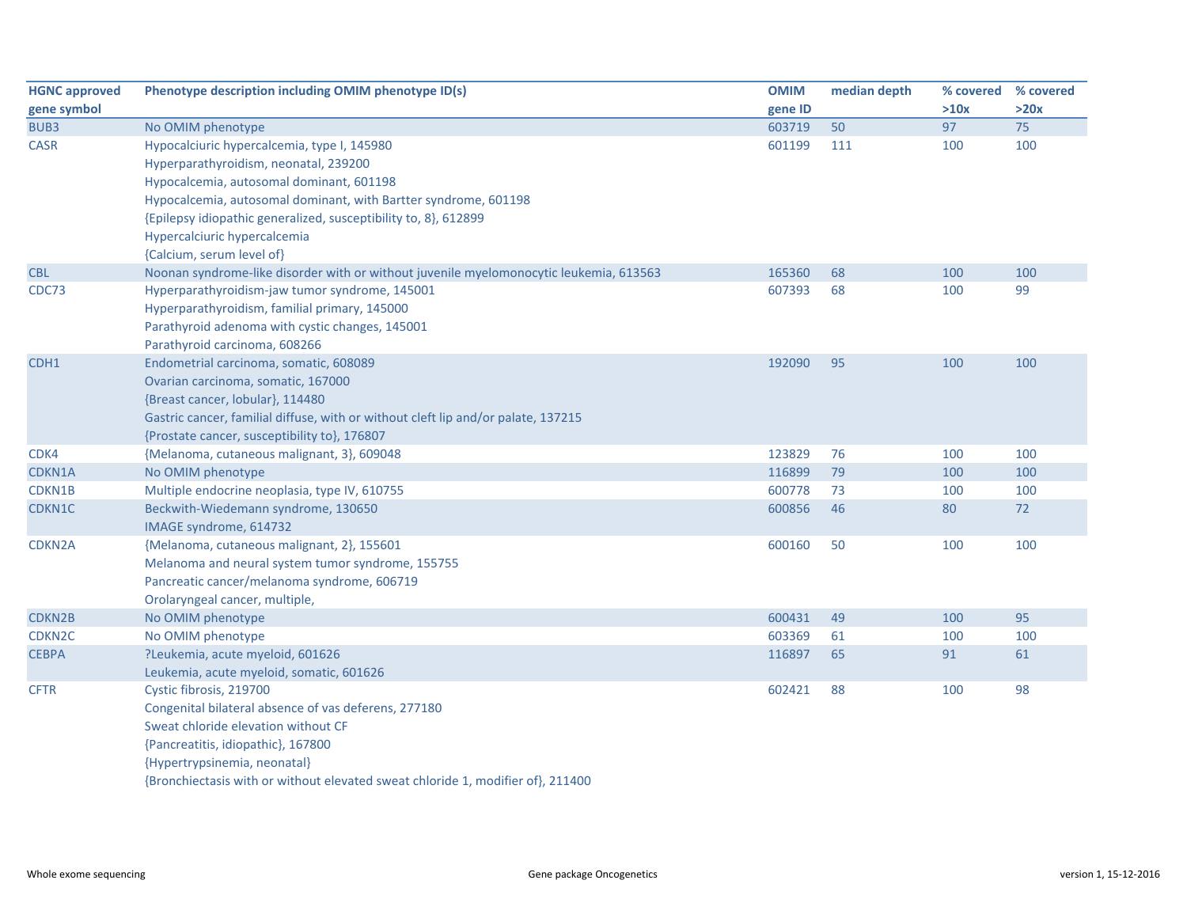| HGNC approved gene symbol | Phenotype description including OMIM phenotype ID(s) | OMIM gene ID | median depth | % covered >10x | % covered >20x |
|---|---|---|---|---|---|
| BUB3 | No OMIM phenotype | 603719 | 50 | 97 | 75 |
| CASR | Hypocalciuric hypercalcemia, type I, 145980<br>Hyperparathyroidism, neonatal, 239200<br>Hypocalcemia, autosomal dominant, 601198<br>Hypocalcemia, autosomal dominant, with Bartter syndrome, 601198<br>{Epilepsy idiopathic generalized, susceptibility to, 8}, 612899<br>Hypercalciuric hypercalcemia<br>{Calcium, serum level of} | 601199 | 111 | 100 | 100 |
| CBL | Noonan syndrome-like disorder with or without juvenile myelomonocytic leukemia, 613563 | 165360 | 68 | 100 | 100 |
| CDC73 | Hyperparathyroidism-jaw tumor syndrome, 145001<br>Hyperparathyroidism, familial primary, 145000<br>Parathyroid adenoma with cystic changes, 145001<br>Parathyroid carcinoma, 608266 | 607393 | 68 | 100 | 99 |
| CDH1 | Endometrial carcinoma, somatic, 608089<br>Ovarian carcinoma, somatic, 167000<br>{Breast cancer, lobular}, 114480<br>Gastric cancer, familial diffuse, with or without cleft lip and/or palate, 137215<br>{Prostate cancer, susceptibility to}, 176807 | 192090 | 95 | 100 | 100 |
| CDK4 | {Melanoma, cutaneous malignant, 3}, 609048 | 123829 | 76 | 100 | 100 |
| CDKN1A | No OMIM phenotype | 116899 | 79 | 100 | 100 |
| CDKN1B | Multiple endocrine neoplasia, type IV, 610755 | 600778 | 73 | 100 | 100 |
| CDKN1C | Beckwith-Wiedemann syndrome, 130650<br>IMAGE syndrome, 614732 | 600856 | 46 | 80 | 72 |
| CDKN2A | {Melanoma, cutaneous malignant, 2}, 155601<br>Melanoma and neural system tumor syndrome, 155755<br>Pancreatic cancer/melanoma syndrome, 606719<br>Orolaryngeal cancer, multiple, | 600160 | 50 | 100 | 100 |
| CDKN2B | No OMIM phenotype | 600431 | 49 | 100 | 95 |
| CDKN2C | No OMIM phenotype | 603369 | 61 | 100 | 100 |
| CEBPA | ?Leukemia, acute myeloid, 601626<br>Leukemia, acute myeloid, somatic, 601626 | 116897 | 65 | 91 | 61 |
| CFTR | Cystic fibrosis, 219700<br>Congenital bilateral absence of vas deferens, 277180<br>Sweat chloride elevation without CF<br>{Pancreatitis, idiopathic}, 167800<br>{Hypertrypsinemia, neonatal}<br>{Bronchiectasis with or without elevated sweat chloride 1, modifier of}, 211400 | 602421 | 88 | 100 | 98 |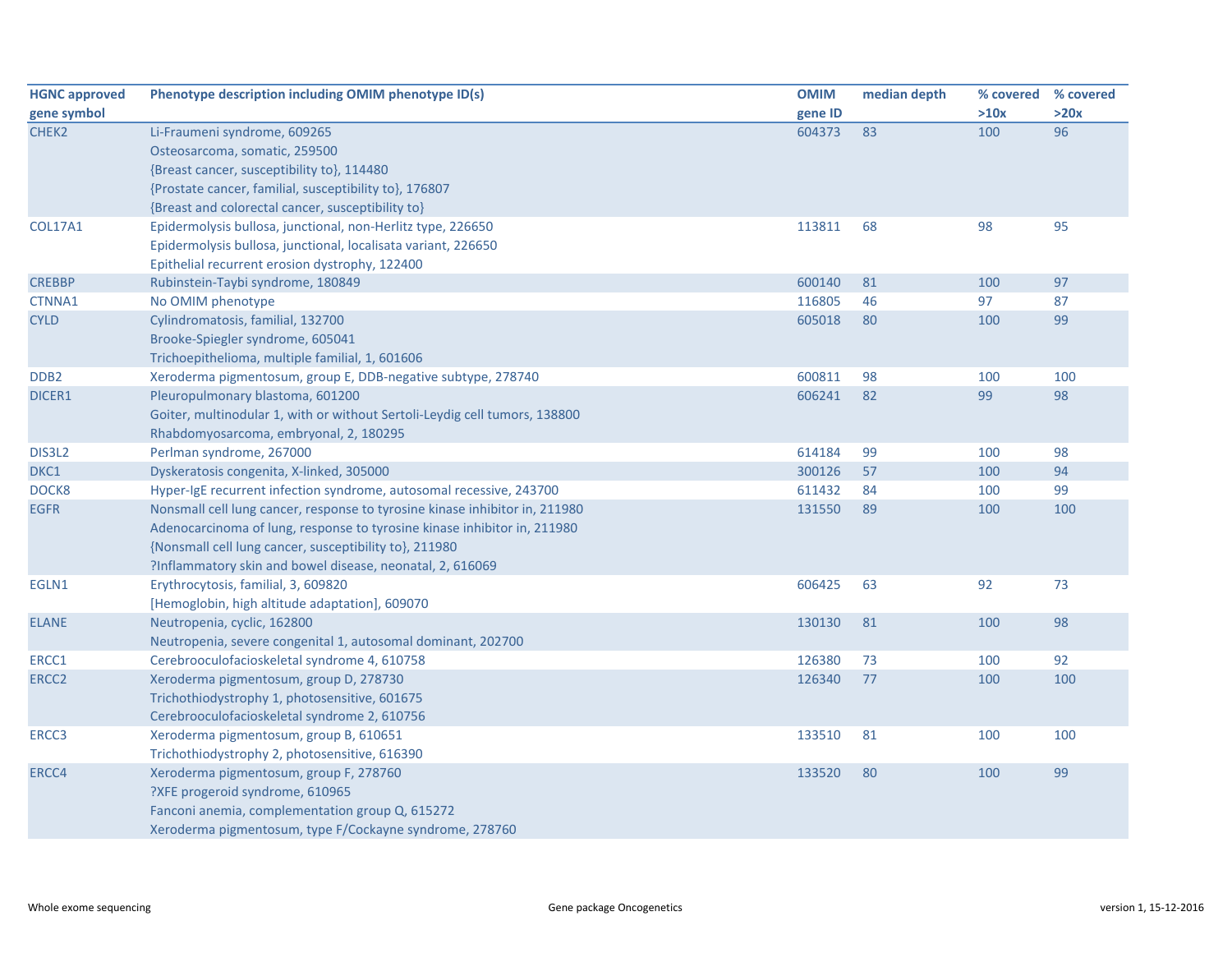| HGNC approved gene symbol | Phenotype description including OMIM phenotype ID(s) | OMIM gene ID | median depth | % covered >10x | % covered >20x |
|---|---|---|---|---|---|
| CHEK2 | Li-Fraumeni syndrome, 609265<br>Osteosarcoma, somatic, 259500<br>{Breast cancer, susceptibility to}, 114480<br>{Prostate cancer, familial, susceptibility to}, 176807<br>{Breast and colorectal cancer, susceptibility to} | 604373 | 83 | 100 | 96 |
| COL17A1 | Epidermolysis bullosa, junctional, non-Herlitz type, 226650<br>Epidermolysis bullosa, junctional, localisata variant, 226650<br>Epithelial recurrent erosion dystrophy, 122400 | 113811 | 68 | 98 | 95 |
| CREBBP | Rubinstein-Taybi syndrome, 180849 | 600140 | 81 | 100 | 97 |
| CTNNA1 | No OMIM phenotype | 116805 | 46 | 97 | 87 |
| CYLD | Cylindromatosis, familial, 132700<br>Brooke-Spiegler syndrome, 605041<br>Trichoepithelioma, multiple familial, 1, 601606 | 605018 | 80 | 100 | 99 |
| DDB2 | Xeroderma pigmentosum, group E, DDB-negative subtype, 278740 | 600811 | 98 | 100 | 100 |
| DICER1 | Pleuropulmonary blastoma, 601200<br>Goiter, multinodular 1, with or without Sertoli-Leydig cell tumors, 138800<br>Rhabdomyosarcoma, embryonal, 2, 180295 | 606241 | 82 | 99 | 98 |
| DIS3L2 | Perlman syndrome, 267000 | 614184 | 99 | 100 | 98 |
| DKC1 | Dyskeratosis congenita, X-linked, 305000 | 300126 | 57 | 100 | 94 |
| DOCK8 | Hyper-IgE recurrent infection syndrome, autosomal recessive, 243700 | 611432 | 84 | 100 | 99 |
| EGFR | Nonsmall cell lung cancer, response to tyrosine kinase inhibitor in, 211980<br>Adenocarcinoma of lung, response to tyrosine kinase inhibitor in, 211980<br>{Nonsmall cell lung cancer, susceptibility to}, 211980<br>?Inflammatory skin and bowel disease, neonatal, 2, 616069 | 131550 | 89 | 100 | 100 |
| EGLN1 | Erythrocytosis, familial, 3, 609820<br>[Hemoglobin, high altitude adaptation], 609070 | 606425 | 63 | 92 | 73 |
| ELANE | Neutropenia, cyclic, 162800<br>Neutropenia, severe congenital 1, autosomal dominant, 202700 | 130130 | 81 | 100 | 98 |
| ERCC1 | Cerebrooculofacioskeletal syndrome 4, 610758 | 126380 | 73 | 100 | 92 |
| ERCC2 | Xeroderma pigmentosum, group D, 278730<br>Trichothiodystrophy 1, photosensitive, 601675<br>Cerebrooculofacioskeletal syndrome 2, 610756 | 126340 | 77 | 100 | 100 |
| ERCC3 | Xeroderma pigmentosum, group B, 610651<br>Trichothiodystrophy 2, photosensitive, 616390 | 133510 | 81 | 100 | 100 |
| ERCC4 | Xeroderma pigmentosum, group F, 278760<br>?XFE progeroid syndrome, 610965<br>Fanconi anemia, complementation group Q, 615272<br>Xeroderma pigmentosum, type F/Cockayne syndrome, 278760 | 133520 | 80 | 100 | 99 |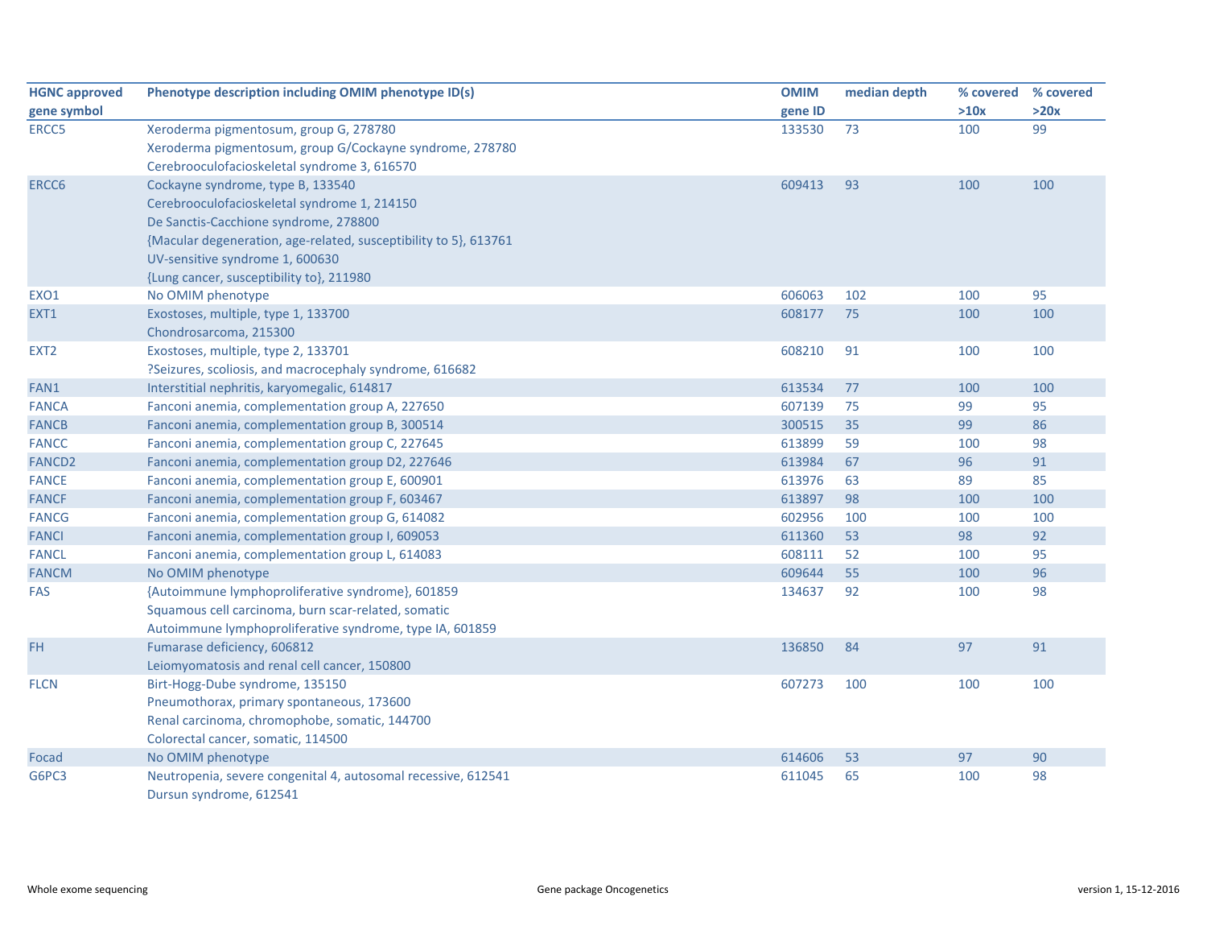| HGNC approved gene symbol | Phenotype description including OMIM phenotype ID(s) | OMIM gene ID | median depth | % covered >10x | % covered >20x |
|---|---|---|---|---|---|
| ERCC5 | Xeroderma pigmentosum, group G, 278780<br>Xeroderma pigmentosum, group G/Cockayne syndrome, 278780<br>Cerebrooculofacioskeletal syndrome 3, 616570 | 133530 | 73 | 100 | 99 |
| ERCC6 | Cockayne syndrome, type B, 133540<br>Cerebrooculofacioskeletal syndrome 1, 214150<br>De Sanctis-Cacchione syndrome, 278800<br>{Macular degeneration, age-related, susceptibility to 5}, 613761<br>UV-sensitive syndrome 1, 600630<br>{Lung cancer, susceptibility to}, 211980 | 609413 | 93 | 100 | 100 |
| EXO1 | No OMIM phenotype | 606063 | 102 | 100 | 95 |
| EXT1 | Exostoses, multiple, type 1, 133700<br>Chondrosarcoma, 215300 | 608177 | 75 | 100 | 100 |
| EXT2 | Exostoses, multiple, type 2, 133701<br>?Seizures, scoliosis, and macrocephaly syndrome, 616682 | 608210 | 91 | 100 | 100 |
| FAN1 | Interstitial nephritis, karyomegalic, 614817 | 613534 | 77 | 100 | 100 |
| FANCA | Fanconi anemia, complementation group A, 227650 | 607139 | 75 | 99 | 95 |
| FANCB | Fanconi anemia, complementation group B, 300514 | 300515 | 35 | 99 | 86 |
| FANCC | Fanconi anemia, complementation group C, 227645 | 613899 | 59 | 100 | 98 |
| FANCD2 | Fanconi anemia, complementation group D2, 227646 | 613984 | 67 | 96 | 91 |
| FANCE | Fanconi anemia, complementation group E, 600901 | 613976 | 63 | 89 | 85 |
| FANCF | Fanconi anemia, complementation group F, 603467 | 613897 | 98 | 100 | 100 |
| FANCG | Fanconi anemia, complementation group G, 614082 | 602956 | 100 | 100 | 100 |
| FANCI | Fanconi anemia, complementation group I, 609053 | 611360 | 53 | 98 | 92 |
| FANCL | Fanconi anemia, complementation group L, 614083 | 608111 | 52 | 100 | 95 |
| FANCM | No OMIM phenotype | 609644 | 55 | 100 | 96 |
| FAS | {Autoimmune lymphoproliferative syndrome}, 601859<br>Squamous cell carcinoma, burn scar-related, somatic<br>Autoimmune lymphoproliferative syndrome, type IA, 601859 | 134637 | 92 | 100 | 98 |
| FH | Fumarase deficiency, 606812<br>Leiomyomatosis and renal cell cancer, 150800 | 136850 | 84 | 97 | 91 |
| FLCN | Birt-Hogg-Dube syndrome, 135150<br>Pneumothorax, primary spontaneous, 173600<br>Renal carcinoma, chromophobe, somatic, 144700<br>Colorectal cancer, somatic, 114500 | 607273 | 100 | 100 | 100 |
| Focad | No OMIM phenotype | 614606 | 53 | 97 | 90 |
| G6PC3 | Neutropenia, severe congenital 4, autosomal recessive, 612541<br>Dursun syndrome, 612541 | 611045 | 65 | 100 | 98 |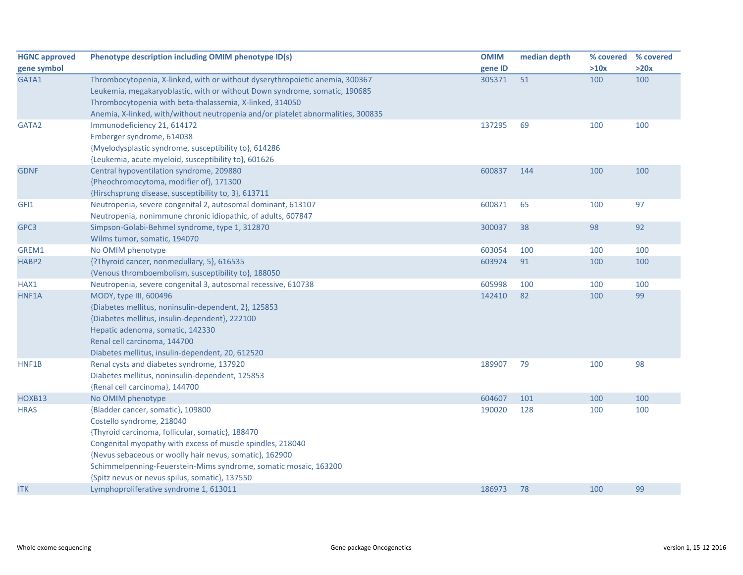| HGNC approved gene symbol | Phenotype description including OMIM phenotype ID(s) | OMIM gene ID | median depth | % covered >10x | % covered >20x |
|---|---|---|---|---|---|
| GATA1 | Thrombocytopenia, X-linked, with or without dyserythropoietic anemia, 300367<br>Leukemia, megakaryoblastic, with or without Down syndrome, somatic, 190685<br>Thrombocytopenia with beta-thalassemia, X-linked, 314050<br>Anemia, X-linked, with/without neutropenia and/or platelet abnormalities, 300835 | 305371 | 51 | 100 | 100 |
| GATA2 | Immunodeficiency 21, 614172<br>Emberger syndrome, 614038<br>{Myelodysplastic syndrome, susceptibility to}, 614286<br>{Leukemia, acute myeloid, susceptibility to}, 601626 | 137295 | 69 | 100 | 100 |
| GDNF | Central hypoventilation syndrome, 209880<br>{Pheochromocytoma, modifier of}, 171300<br>{Hirschsprung disease, susceptibility to, 3}, 613711 | 600837 | 144 | 100 | 100 |
| GFI1 | Neutropenia, severe congenital 2, autosomal dominant, 613107<br>Neutropenia, nonimmune chronic idiopathic, of adults, 607847 | 600871 | 65 | 100 | 97 |
| GPC3 | Simpson-Golabi-Behmel syndrome, type 1, 312870<br>Wilms tumor, somatic, 194070 | 300037 | 38 | 98 | 92 |
| GREM1 | No OMIM phenotype | 603054 | 100 | 100 | 100 |
| HABP2 | {?Thyroid cancer, nonmedullary, 5}, 616535<br>{Venous thromboembolism, susceptibility to}, 188050 | 603924 | 91 | 100 | 100 |
| HAX1 | Neutropenia, severe congenital 3, autosomal recessive, 610738 | 605998 | 100 | 100 | 100 |
| HNF1A | MODY, type III, 600496<br>{Diabetes mellitus, noninsulin-dependent, 2}, 125853<br>{Diabetes mellitus, insulin-dependent}, 222100<br>Hepatic adenoma, somatic, 142330<br>Renal cell carcinoma, 144700<br>Diabetes mellitus, insulin-dependent, 20, 612520 | 142410 | 82 | 100 | 99 |
| HNF1B | Renal cysts and diabetes syndrome, 137920<br>Diabetes mellitus, noninsulin-dependent, 125853<br>{Renal cell carcinoma}, 144700 | 189907 | 79 | 100 | 98 |
| HOXB13 | No OMIM phenotype | 604607 | 101 | 100 | 100 |
| HRAS | {Bladder cancer, somatic}, 109800<br>Costello syndrome, 218040<br>{Thyroid carcinoma, follicular, somatic}, 188470<br>Congenital myopathy with excess of muscle spindles, 218040<br>{Nevus sebaceous or woolly hair nevus, somatic}, 162900<br>Schimmelpenning-Feuerstein-Mims syndrome, somatic mosaic, 163200<br>{Spitz nevus or nevus spilus, somatic}, 137550 | 190020 | 128 | 100 | 100 |
| ITK | Lymphoproliferative syndrome 1, 613011 | 186973 | 78 | 100 | 99 |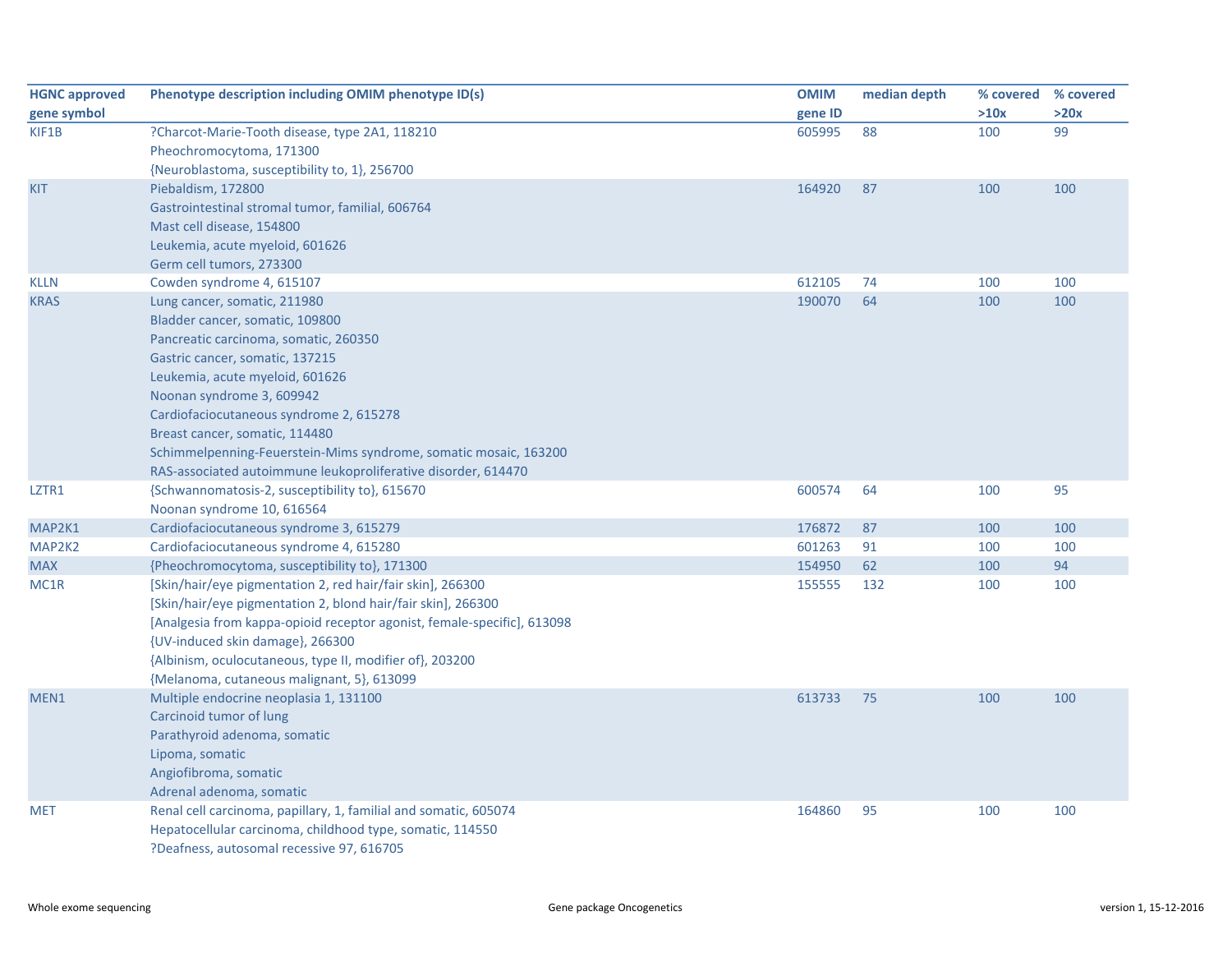| HGNC approved gene symbol | Phenotype description including OMIM phenotype ID(s) | OMIM gene ID | median depth | % covered >10x | % covered >20x |
|---|---|---|---|---|---|
| KIF1B | ?Charcot-Marie-Tooth disease, type 2A1, 118210<br>Pheochromocytoma, 171300<br>{Neuroblastoma, susceptibility to, 1}, 256700 | 605995 | 88 | 100 | 99 |
| KIT | Piebaldism, 172800<br>Gastrointestinal stromal tumor, familial, 606764<br>Mast cell disease, 154800<br>Leukemia, acute myeloid, 601626<br>Germ cell tumors, 273300 | 164920 | 87 | 100 | 100 |
| KLLN | Cowden syndrome 4, 615107 | 612105 | 74 | 100 | 100 |
| KRAS | Lung cancer, somatic, 211980<br>Bladder cancer, somatic, 109800<br>Pancreatic carcinoma, somatic, 260350<br>Gastric cancer, somatic, 137215<br>Leukemia, acute myeloid, 601626<br>Noonan syndrome 3, 609942<br>Cardiofaciocutaneous syndrome 2, 615278<br>Breast cancer, somatic, 114480<br>Schimmelpenning-Feuerstein-Mims syndrome, somatic mosaic, 163200<br>RAS-associated autoimmune leukoproliferative disorder, 614470 | 190070 | 64 | 100 | 100 |
| LZTR1 | {Schwannomatosis-2, susceptibility to}, 615670<br>Noonan syndrome 10, 616564 | 600574 | 64 | 100 | 95 |
| MAP2K1 | Cardiofaciocutaneous syndrome 3, 615279 | 176872 | 87 | 100 | 100 |
| MAP2K2 | Cardiofaciocutaneous syndrome 4, 615280 | 601263 | 91 | 100 | 100 |
| MAX | {Pheochromocytoma, susceptibility to}, 171300 | 154950 | 62 | 100 | 94 |
| MC1R | [Skin/hair/eye pigmentation 2, red hair/fair skin], 266300<br>[Skin/hair/eye pigmentation 2, blond hair/fair skin], 266300<br>[Analgesia from kappa-opioid receptor agonist, female-specific], 613098<br>{UV-induced skin damage}, 266300<br>{Albinism, oculocutaneous, type II, modifier of}, 203200<br>{Melanoma, cutaneous malignant, 5}, 613099 | 155555 | 132 | 100 | 100 |
| MEN1 | Multiple endocrine neoplasia 1, 131100<br>Carcinoid tumor of lung<br>Parathyroid adenoma, somatic<br>Lipoma, somatic<br>Angiofibroma, somatic<br>Adrenal adenoma, somatic | 613733 | 75 | 100 | 100 |
| MET | Renal cell carcinoma, papillary, 1, familial and somatic, 605074<br>Hepatocellular carcinoma, childhood type, somatic, 114550<br>?Deafness, autosomal recessive 97, 616705 | 164860 | 95 | 100 | 100 |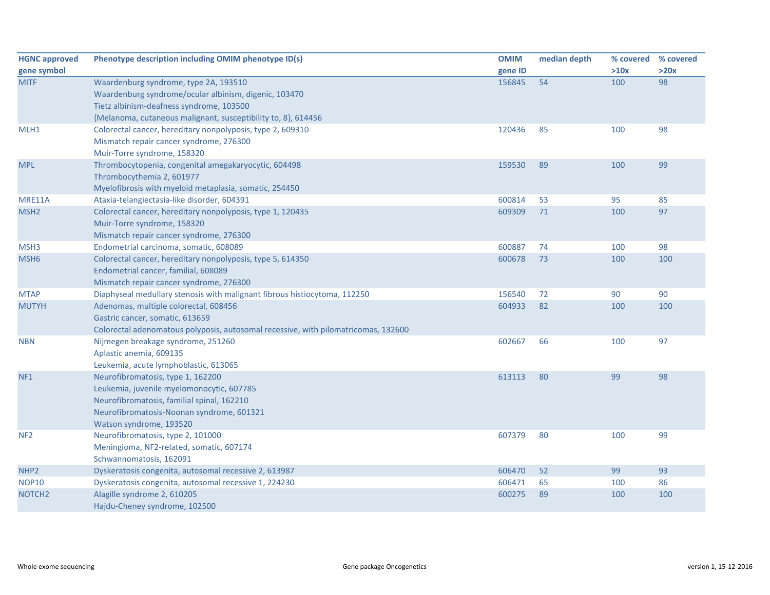| HGNC approved gene symbol | Phenotype description including OMIM phenotype ID(s) | OMIM gene ID | median depth | % covered >10x | % covered >20x |
|---|---|---|---|---|---|
| MITF | Waardenburg syndrome, type 2A, 193510<br>Waardenburg syndrome/ocular albinism, digenic, 103470<br>Tietz albinism-deafness syndrome, 103500<br>{Melanoma, cutaneous malignant, susceptibility to, 8}, 614456 | 156845 | 54 | 100 | 98 |
| MLH1 | Colorectal cancer, hereditary nonpolyposis, type 2, 609310<br>Mismatch repair cancer syndrome, 276300<br>Muir-Torre syndrome, 158320 | 120436 | 85 | 100 | 98 |
| MPL | Thrombocytopenia, congenital amegakaryocytic, 604498<br>Thrombocythemia 2, 601977<br>Myelofibrosis with myeloid metaplasia, somatic, 254450 | 159530 | 89 | 100 | 99 |
| MRE11A | Ataxia-telangiectasia-like disorder, 604391 | 600814 | 53 | 95 | 85 |
| MSH2 | Colorectal cancer, hereditary nonpolyposis, type 1, 120435<br>Muir-Torre syndrome, 158320<br>Mismatch repair cancer syndrome, 276300 | 609309 | 71 | 100 | 97 |
| MSH3 | Endometrial carcinoma, somatic, 608089 | 600887 | 74 | 100 | 98 |
| MSH6 | Colorectal cancer, hereditary nonpolyposis, type 5, 614350<br>Endometrial cancer, familial, 608089<br>Mismatch repair cancer syndrome, 276300 | 600678 | 73 | 100 | 100 |
| MTAP | Diaphyseal medullary stenosis with malignant fibrous histiocytoma, 112250 | 156540 | 72 | 90 | 90 |
| MUTYH | Adenomas, multiple colorectal, 608456<br>Gastric cancer, somatic, 613659<br>Colorectal adenomatous polyposis, autosomal recessive, with pilomatricomas, 132600 | 604933 | 82 | 100 | 100 |
| NBN | Nijmegen breakage syndrome, 251260<br>Aplastic anemia, 609135<br>Leukemia, acute lymphoblastic, 613065 | 602667 | 66 | 100 | 97 |
| NF1 | Neurofibromatosis, type 1, 162200<br>Leukemia, juvenile myelomonocytic, 607785<br>Neurofibromatosis, familial spinal, 162210<br>Neurofibromatosis-Noonan syndrome, 601321<br>Watson syndrome, 193520 | 613113 | 80 | 99 | 98 |
| NF2 | Neurofibromatosis, type 2, 101000<br>Meningioma, NF2-related, somatic, 607174<br>Schwannomatosis, 162091 | 607379 | 80 | 100 | 99 |
| NHP2 | Dyskeratosis congenita, autosomal recessive 2, 613987 | 606470 | 52 | 99 | 93 |
| NOP10 | Dyskeratosis congenita, autosomal recessive 1, 224230 | 606471 | 65 | 100 | 86 |
| NOTCH2 | Alagille syndrome 2, 610205<br>Hajdu-Cheney syndrome, 102500 | 600275 | 89 | 100 | 100 |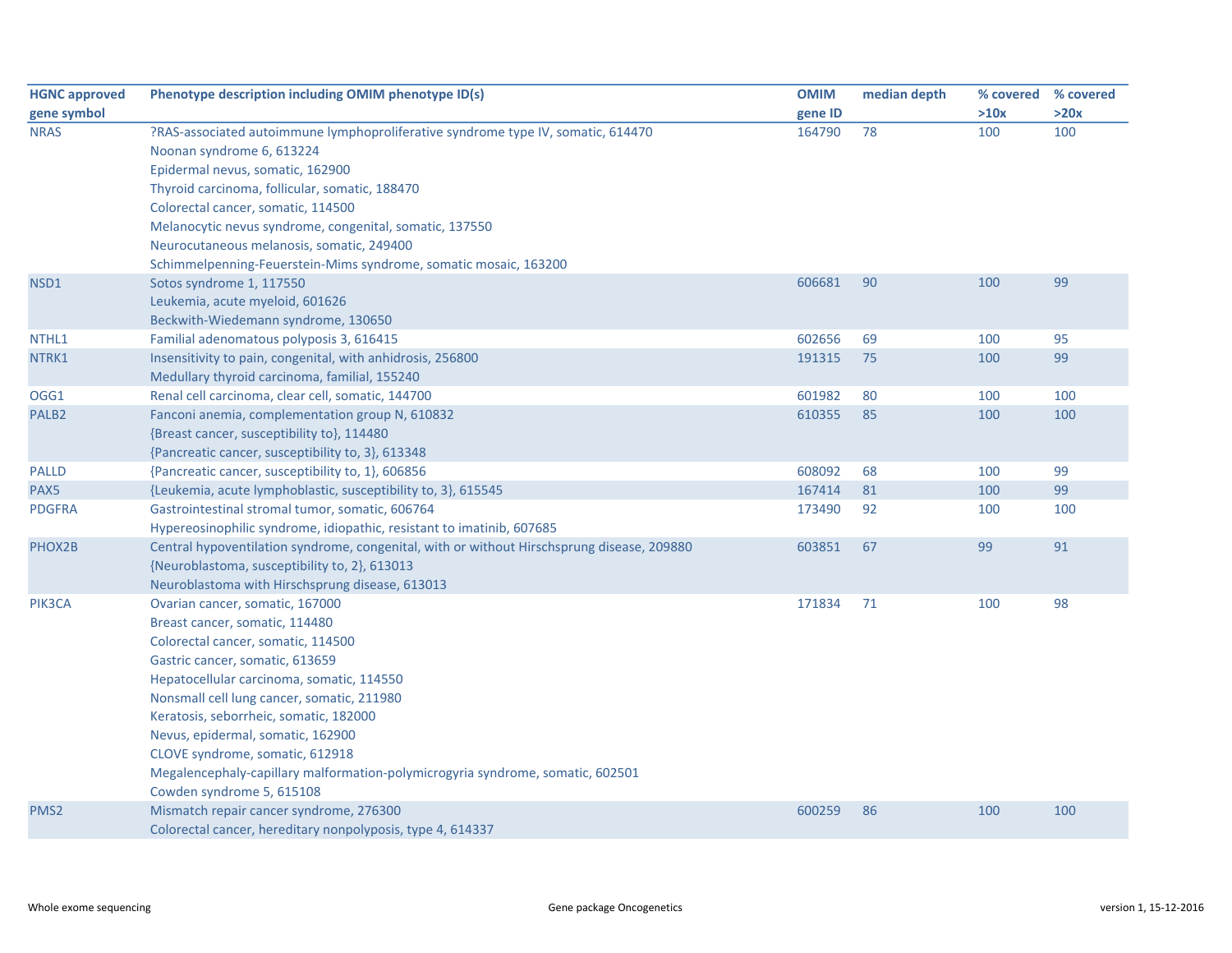| HGNC approved gene symbol | Phenotype description including OMIM phenotype ID(s) | OMIM gene ID | median depth | % covered >10x | % covered >20x |
|---|---|---|---|---|---|
| NRAS | ?RAS-associated autoimmune lymphoproliferative syndrome type IV, somatic, 614470 | 164790 | 78 | 100 | 100 |
| | Noonan syndrome 6, 613224 | | | | |
| | Epidermal nevus, somatic, 162900 | | | | |
| | Thyroid carcinoma, follicular, somatic, 188470 | | | | |
| | Colorectal cancer, somatic, 114500 | | | | |
| | Melanocytic nevus syndrome, congenital, somatic, 137550 | | | | |
| | Neurocutaneous melanosis, somatic, 249400 | | | | |
| | Schimmelpenning-Feuerstein-Mims syndrome, somatic mosaic, 163200 | | | | |
| NSD1 | Sotos syndrome 1, 117550 | 606681 | 90 | 100 | 99 |
| | Leukemia, acute myeloid, 601626 | | | | |
| | Beckwith-Wiedemann syndrome, 130650 | | | | |
| NTHL1 | Familial adenomatous polyposis 3, 616415 | 602656 | 69 | 100 | 95 |
| NTRK1 | Insensitivity to pain, congenital, with anhidrosis, 256800 | 191315 | 75 | 100 | 99 |
| | Medullary thyroid carcinoma, familial, 155240 | | | | |
| OGG1 | Renal cell carcinoma, clear cell, somatic, 144700 | 601982 | 80 | 100 | 100 |
| PALB2 | Fanconi anemia, complementation group N, 610832 | 610355 | 85 | 100 | 100 |
| | {Breast cancer, susceptibility to}, 114480 | | | | |
| | {Pancreatic cancer, susceptibility to, 3}, 613348 | | | | |
| PALLD | {Pancreatic cancer, susceptibility to, 1}, 606856 | 608092 | 68 | 100 | 99 |
| PAX5 | {Leukemia, acute lymphoblastic, susceptibility to, 3}, 615545 | 167414 | 81 | 100 | 99 |
| PDGFRA | Gastrointestinal stromal tumor, somatic, 606764 | 173490 | 92 | 100 | 100 |
| | Hypereosinophilic syndrome, idiopathic, resistant to imatinib, 607685 | | | | |
| PHOX2B | Central hypoventilation syndrome, congenital, with or without Hirschsprung disease, 209880 | 603851 | 67 | 99 | 91 |
| | {Neuroblastoma, susceptibility to, 2}, 613013 | | | | |
| | Neuroblastoma with Hirschsprung disease, 613013 | | | | |
| PIK3CA | Ovarian cancer, somatic, 167000 | 171834 | 71 | 100 | 98 |
| | Breast cancer, somatic, 114480 | | | | |
| | Colorectal cancer, somatic, 114500 | | | | |
| | Gastric cancer, somatic, 613659 | | | | |
| | Hepatocellular carcinoma, somatic, 114550 | | | | |
| | Nonsmall cell lung cancer, somatic, 211980 | | | | |
| | Keratosis, seborrheic, somatic, 182000 | | | | |
| | Nevus, epidermal, somatic, 162900 | | | | |
| | CLOVE syndrome, somatic, 612918 | | | | |
| | Megalencephaly-capillary malformation-polymicrogyria syndrome, somatic, 602501 | | | | |
| | Cowden syndrome 5, 615108 | | | | |
| PMS2 | Mismatch repair cancer syndrome, 276300 | 600259 | 86 | 100 | 100 |
| | Colorectal cancer, hereditary nonpolyposis, type 4, 614337 | | | | |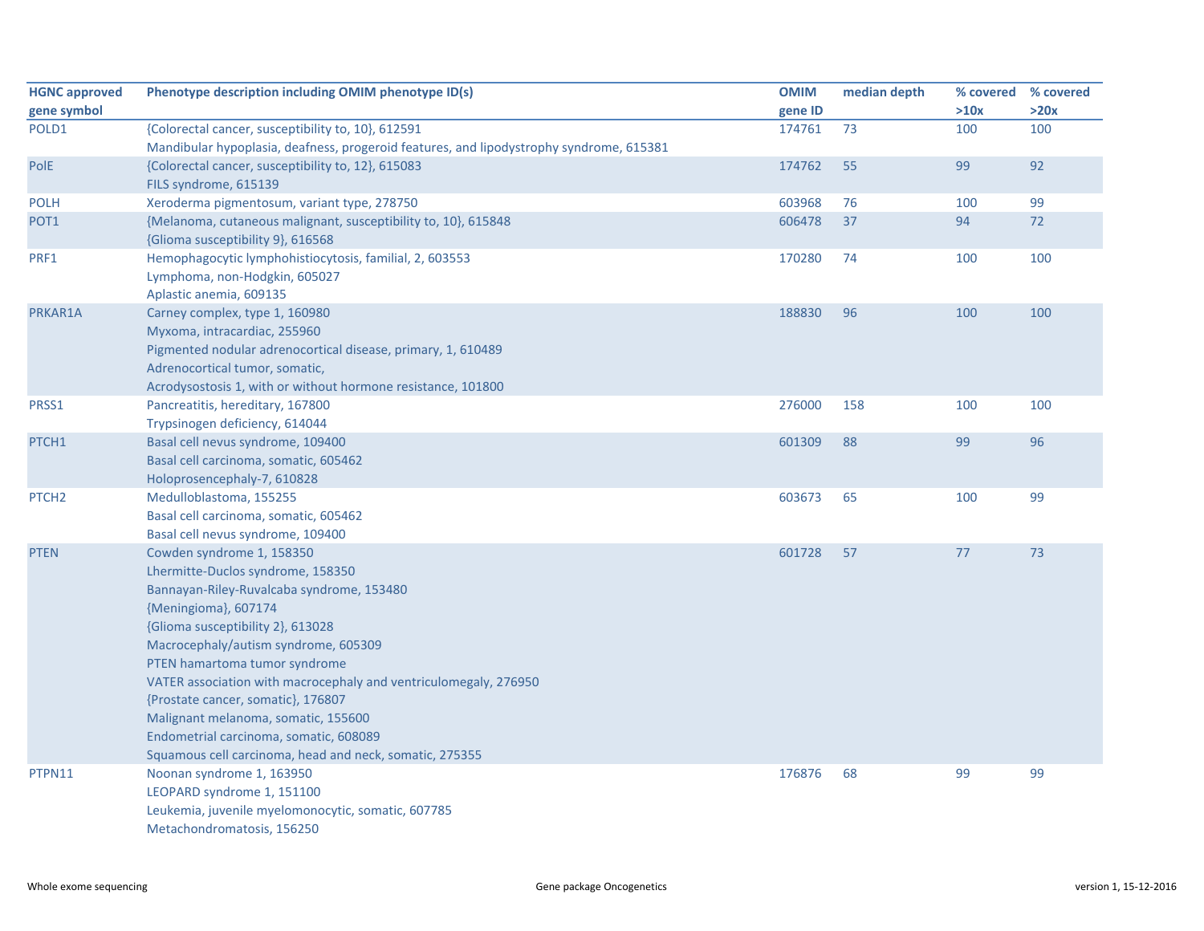| HGNC approved gene symbol | Phenotype description including OMIM phenotype ID(s) | OMIM gene ID | median depth | % covered >10x | % covered >20x |
|---|---|---|---|---|---|
| POLD1 | {Colorectal cancer, susceptibility to, 10}, 612591<br>Mandibular hypoplasia, deafness, progeroid features, and lipodystrophy syndrome, 615381 | 174761 | 73 | 100 | 100 |
| PolE | {Colorectal cancer, susceptibility to, 12}, 615083<br>FILS syndrome, 615139 | 174762 | 55 | 99 | 92 |
| POLH | Xeroderma pigmentosum, variant type, 278750 | 603968 | 76 | 100 | 99 |
| POT1 | {Melanoma, cutaneous malignant, susceptibility to, 10}, 615848<br>{Glioma susceptibility 9}, 616568 | 606478 | 37 | 94 | 72 |
| PRF1 | Hemophagocytic lymphohistiocytosis, familial, 2, 603553<br>Lymphoma, non-Hodgkin, 605027<br>Aplastic anemia, 609135 | 170280 | 74 | 100 | 100 |
| PRKAR1A | Carney complex, type 1, 160980<br>Myxoma, intracardiac, 255960<br>Pigmented nodular adrenocortical disease, primary, 1, 610489<br>Adrenocortical tumor, somatic,<br>Acrodysostosis 1, with or without hormone resistance, 101800 | 188830 | 96 | 100 | 100 |
| PRSS1 | Pancreatitis, hereditary, 167800<br>Trypsinogen deficiency, 614044 | 276000 | 158 | 100 | 100 |
| PTCH1 | Basal cell nevus syndrome, 109400<br>Basal cell carcinoma, somatic, 605462<br>Holoprosencephaly-7, 610828 | 601309 | 88 | 99 | 96 |
| PTCH2 | Medulloblastoma, 155255<br>Basal cell carcinoma, somatic, 605462<br>Basal cell nevus syndrome, 109400 | 603673 | 65 | 100 | 99 |
| PTEN | Cowden syndrome 1, 158350<br>Lhermitte-Duclos syndrome, 158350<br>Bannayan-Riley-Ruvalcaba syndrome, 153480<br>{Meningioma}, 607174<br>{Glioma susceptibility 2}, 613028<br>Macrocephaly/autism syndrome, 605309<br>PTEN hamartoma tumor syndrome<br>VATER association with macrocephaly and ventriculomegaly, 276950<br>{Prostate cancer, somatic}, 176807<br>Malignant melanoma, somatic, 155600<br>Endometrial carcinoma, somatic, 608089<br>Squamous cell carcinoma, head and neck, somatic, 275355 | 601728 | 57 | 77 | 73 |
| PTPN11 | Noonan syndrome 1, 163950<br>LEOPARD syndrome 1, 151100<br>Leukemia, juvenile myelomonocytic, somatic, 607785<br>Metachondromatosis, 156250 | 176876 | 68 | 99 | 99 |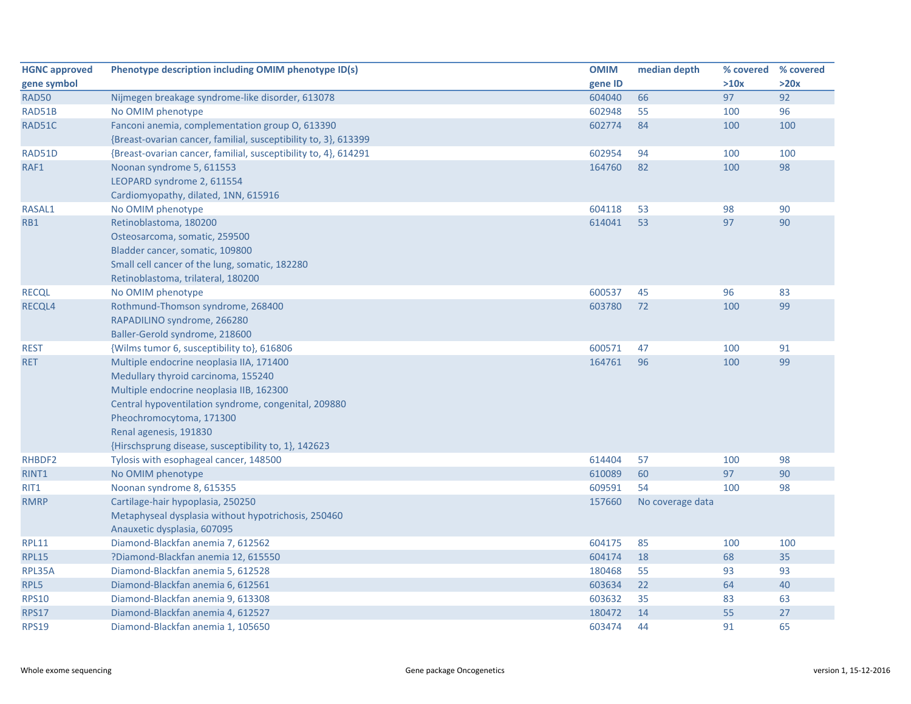| HGNC approved gene symbol | Phenotype description including OMIM phenotype ID(s) | OMIM gene ID | median depth | % covered >10x | % covered >20x |
|---|---|---|---|---|---|
| RAD50 | Nijmegen breakage syndrome-like disorder, 613078 | 604040 | 66 | 97 | 92 |
| RAD51B | No OMIM phenotype | 602948 | 55 | 100 | 96 |
| RAD51C | Fanconi anemia, complementation group O, 613390<br>{Breast-ovarian cancer, familial, susceptibility to, 3}, 613399 | 602774 | 84 | 100 | 100 |
| RAD51D | {Breast-ovarian cancer, familial, susceptibility to, 4}, 614291 | 602954 | 94 | 100 | 100 |
| RAF1 | Noonan syndrome 5, 611553<br>LEOPARD syndrome 2, 611554<br>Cardiomyopathy, dilated, 1NN, 615916 | 164760 | 82 | 100 | 98 |
| RASAL1 | No OMIM phenotype | 604118 | 53 | 98 | 90 |
| RB1 | Retinoblastoma, 180200<br>Osteosarcoma, somatic, 259500<br>Bladder cancer, somatic, 109800<br>Small cell cancer of the lung, somatic, 182280<br>Retinoblastoma, trilateral, 180200 | 614041 | 53 | 97 | 90 |
| RECQL | No OMIM phenotype | 600537 | 45 | 96 | 83 |
| RECQL4 | Rothmund-Thomson syndrome, 268400<br>RAPADILINO syndrome, 266280<br>Baller-Gerold syndrome, 218600 | 603780 | 72 | 100 | 99 |
| REST | {Wilms tumor 6, susceptibility to}, 616806 | 600571 | 47 | 100 | 91 |
| RET | Multiple endocrine neoplasia IIA, 171400<br>Medullary thyroid carcinoma, 155240<br>Multiple endocrine neoplasia IIB, 162300<br>Central hypoventilation syndrome, congenital, 209880<br>Pheochromocytoma, 171300<br>Renal agenesis, 191830<br>{Hirschsprung disease, susceptibility to, 1}, 142623 | 164761 | 96 | 100 | 99 |
| RHBDF2 | Tylosis with esophageal cancer, 148500 | 614404 | 57 | 100 | 98 |
| RINT1 | No OMIM phenotype | 610089 | 60 | 97 | 90 |
| RIT1 | Noonan syndrome 8, 615355 | 609591 | 54 | 100 | 98 |
| RMRP | Cartilage-hair hypoplasia, 250250<br>Metaphyseal dysplasia without hypotrichosis, 250460<br>Anauxetic dysplasia, 607095 | 157660 | No coverage data | | |
| RPL11 | Diamond-Blackfan anemia 7, 612562 | 604175 | 85 | 100 | 100 |
| RPL15 | ?Diamond-Blackfan anemia 12, 615550 | 604174 | 18 | 68 | 35 |
| RPL35A | Diamond-Blackfan anemia 5, 612528 | 180468 | 55 | 93 | 93 |
| RPL5 | Diamond-Blackfan anemia 6, 612561 | 603634 | 22 | 64 | 40 |
| RPS10 | Diamond-Blackfan anemia 9, 613308 | 603632 | 35 | 83 | 63 |
| RPS17 | Diamond-Blackfan anemia 4, 612527 | 180472 | 14 | 55 | 27 |
| RPS19 | Diamond-Blackfan anemia 1, 105650 | 603474 | 44 | 91 | 65 |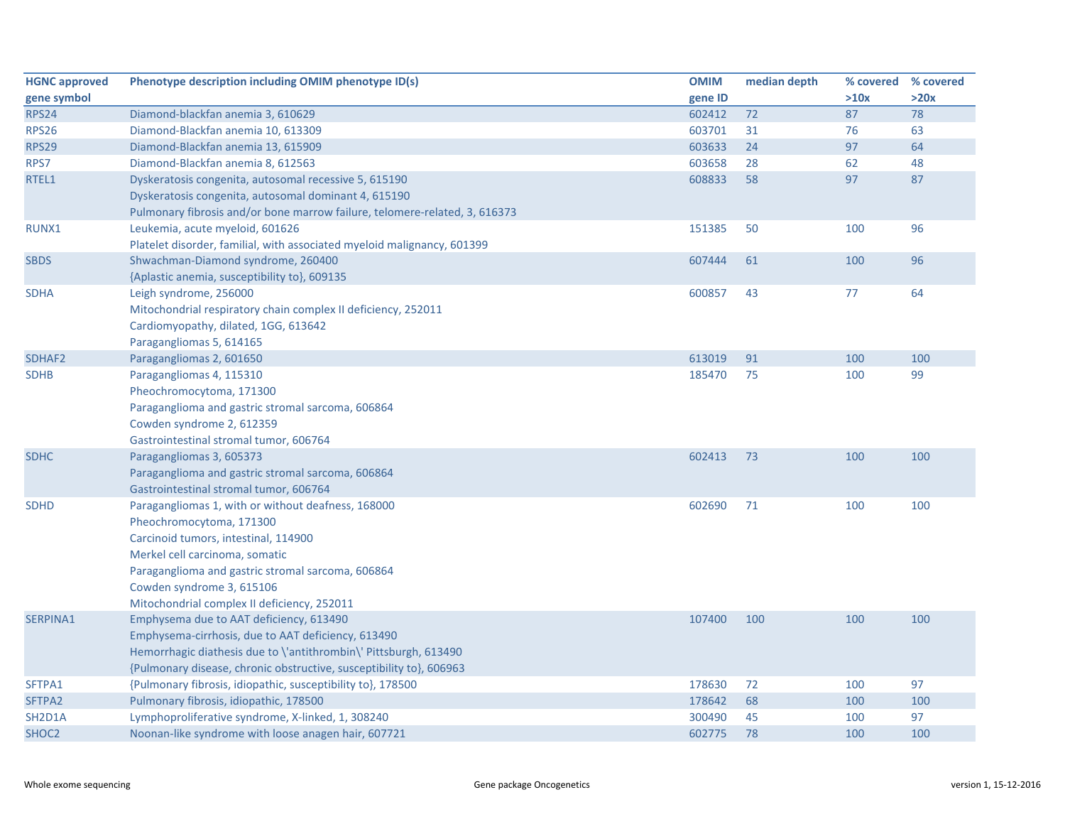| HGNC approved gene symbol | Phenotype description including OMIM phenotype ID(s) | OMIM gene ID | median depth | % covered >10x | % covered >20x |
|---|---|---|---|---|---|
| RPS24 | Diamond-blackfan anemia 3, 610629 | 602412 | 72 | 87 | 78 |
| RPS26 | Diamond-Blackfan anemia 10, 613309 | 603701 | 31 | 76 | 63 |
| RPS29 | Diamond-Blackfan anemia 13, 615909 | 603633 | 24 | 97 | 64 |
| RPS7 | Diamond-Blackfan anemia 8, 612563 | 603658 | 28 | 62 | 48 |
| RTEL1 | Dyskeratosis congenita, autosomal recessive 5, 615190<br>Dyskeratosis congenita, autosomal dominant 4, 615190<br>Pulmonary fibrosis and/or bone marrow failure, telomere-related, 3, 616373 | 608833 | 58 | 97 | 87 |
| RUNX1 | Leukemia, acute myeloid, 601626<br>Platelet disorder, familial, with associated myeloid malignancy, 601399 | 151385 | 50 | 100 | 96 |
| SBDS | Shwachman-Diamond syndrome, 260400<br>{Aplastic anemia, susceptibility to}, 609135 | 607444 | 61 | 100 | 96 |
| SDHA | Leigh syndrome, 256000<br>Mitochondrial respiratory chain complex II deficiency, 252011<br>Cardiomyopathy, dilated, 1GG, 613642<br>Paragangliomas 5, 614165 | 600857 | 43 | 77 | 64 |
| SDHAF2 | Paragangliomas 2, 601650 | 613019 | 91 | 100 | 100 |
| SDHB | Paragangliomas 4, 115310<br>Pheochromocytoma, 171300<br>Paraganglioma and gastric stromal sarcoma, 606864<br>Cowden syndrome 2, 612359<br>Gastrointestinal stromal tumor, 606764 | 185470 | 75 | 100 | 99 |
| SDHC | Paragangliomas 3, 605373<br>Paraganglioma and gastric stromal sarcoma, 606864<br>Gastrointestinal stromal tumor, 606764 | 602413 | 73 | 100 | 100 |
| SDHD | Paragangliomas 1, with or without deafness, 168000<br>Pheochromocytoma, 171300<br>Carcinoid tumors, intestinal, 114900<br>Merkel cell carcinoma, somatic<br>Paraganglioma and gastric stromal sarcoma, 606864<br>Cowden syndrome 3, 615106<br>Mitochondrial complex II deficiency, 252011 | 602690 | 71 | 100 | 100 |
| SERPINA1 | Emphysema due to AAT deficiency, 613490<br>Emphysema-cirrhosis, due to AAT deficiency, 613490<br>Hemorrhagic diathesis due to \'antithrombin\' Pittsburgh, 613490<br>{Pulmonary disease, chronic obstructive, susceptibility to}, 606963 | 107400 | 100 | 100 | 100 |
| SFTPA1 | {Pulmonary fibrosis, idiopathic, susceptibility to}, 178500 | 178630 | 72 | 100 | 97 |
| SFTPA2 | Pulmonary fibrosis, idiopathic, 178500 | 178642 | 68 | 100 | 100 |
| SH2D1A | Lymphoproliferative syndrome, X-linked, 1, 308240 | 300490 | 45 | 100 | 97 |
| SHOC2 | Noonan-like syndrome with loose anagen hair, 607721 | 602775 | 78 | 100 | 100 |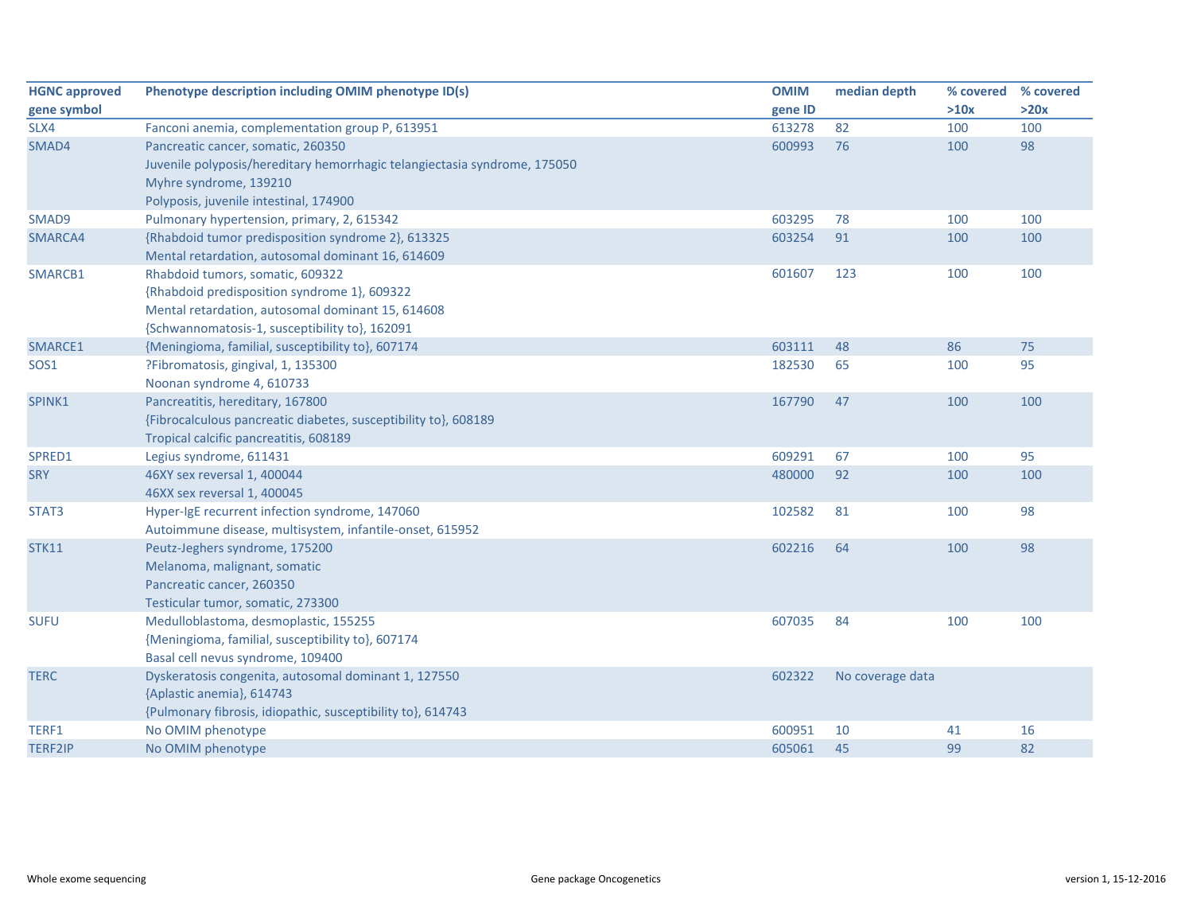| HGNC approved gene symbol | Phenotype description including OMIM phenotype ID(s) | OMIM gene ID | median depth | % covered >10x | % covered >20x |
|---|---|---|---|---|---|
| SLX4 | Fanconi anemia, complementation group P, 613951 | 613278 | 82 | 100 | 100 |
| SMAD4 | Pancreatic cancer, somatic, 260350<br>Juvenile polyposis/hereditary hemorrhagic telangiectasia syndrome, 175050<br>Myhre syndrome, 139210<br>Polyposis, juvenile intestinal, 174900 | 600993 | 76 | 100 | 98 |
| SMAD9 | Pulmonary hypertension, primary, 2, 615342 | 603295 | 78 | 100 | 100 |
| SMARCA4 | {Rhabdoid tumor predisposition syndrome 2}, 613325<br>Mental retardation, autosomal dominant 16, 614609 | 603254 | 91 | 100 | 100 |
| SMARCB1 | Rhabdoid tumors, somatic, 609322<br>{Rhabdoid predisposition syndrome 1}, 609322<br>Mental retardation, autosomal dominant 15, 614608<br>{Schwannomatosis-1, susceptibility to}, 162091 | 601607 | 123 | 100 | 100 |
| SMARCE1 | {Meningioma, familial, susceptibility to}, 607174 | 603111 | 48 | 86 | 75 |
| SOS1 | ?Fibromatosis, gingival, 1, 135300<br>Noonan syndrome 4, 610733 | 182530 | 65 | 100 | 95 |
| SPINK1 | Pancreatitis, hereditary, 167800<br>{Fibrocalculous pancreatic diabetes, susceptibility to}, 608189<br>Tropical calcific pancreatitis, 608189 | 167790 | 47 | 100 | 100 |
| SPRED1 | Legius syndrome, 611431 | 609291 | 67 | 100 | 95 |
| SRY | 46XY sex reversal 1, 400044<br>46XX sex reversal 1, 400045 | 480000 | 92 | 100 | 100 |
| STAT3 | Hyper-IgE recurrent infection syndrome, 147060<br>Autoimmune disease, multisystem, infantile-onset, 615952 | 102582 | 81 | 100 | 98 |
| STK11 | Peutz-Jeghers syndrome, 175200<br>Melanoma, malignant, somatic<br>Pancreatic cancer, 260350<br>Testicular tumor, somatic, 273300 | 602216 | 64 | 100 | 98 |
| SUFU | Medulloblastoma, desmoplastic, 155255<br>{Meningioma, familial, susceptibility to}, 607174<br>Basal cell nevus syndrome, 109400 | 607035 | 84 | 100 | 100 |
| TERC | Dyskeratosis congenita, autosomal dominant 1, 127550<br>{Aplastic anemia}, 614743<br>{Pulmonary fibrosis, idiopathic, susceptibility to}, 614743 | 602322 | No coverage data | | |
| TERF1 | No OMIM phenotype | 600951 | 10 | 41 | 16 |
| TERF2IP | No OMIM phenotype | 605061 | 45 | 99 | 82 |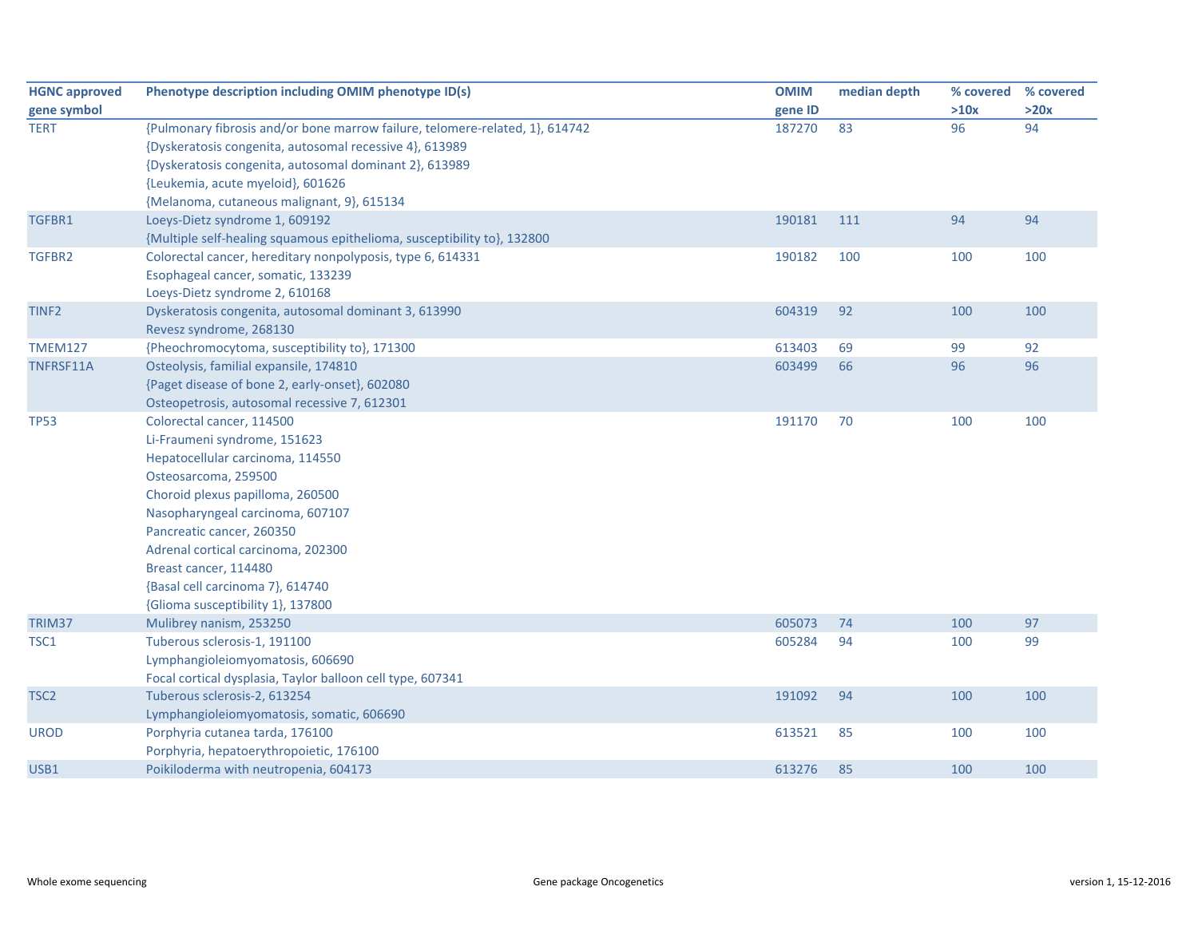| HGNC approved gene symbol | Phenotype description including OMIM phenotype ID(s) | OMIM gene ID | median depth | % covered >10x | % covered >20x |
|---|---|---|---|---|---|
| TERT | {Pulmonary fibrosis and/or bone marrow failure, telomere-related, 1}, 614742 | 187270 | 83 | 96 | 94 |
| | {Dyskeratosis congenita, autosomal recessive 4}, 613989 | | | | |
| | {Dyskeratosis congenita, autosomal dominant 2}, 613989 | | | | |
| | {Leukemia, acute myeloid}, 601626 | | | | |
| | {Melanoma, cutaneous malignant, 9}, 615134 | | | | |
| TGFBR1 | Loeys-Dietz syndrome 1, 609192 | 190181 | 111 | 94 | 94 |
| | {Multiple self-healing squamous epithelioma, susceptibility to}, 132800 | | | | |
| TGFBR2 | Colorectal cancer, hereditary nonpolyposis, type 6, 614331 | 190182 | 100 | 100 | 100 |
| | Esophageal cancer, somatic, 133239 | | | | |
| | Loeys-Dietz syndrome 2, 610168 | | | | |
| TINF2 | Dyskeratosis congenita, autosomal dominant 3, 613990 | 604319 | 92 | 100 | 100 |
| | Revesz syndrome, 268130 | | | | |
| TMEM127 | {Pheochromocytoma, susceptibility to}, 171300 | 613403 | 69 | 99 | 92 |
| TNFRSF11A | Osteolysis, familial expansile, 174810 | 603499 | 66 | 96 | 96 |
| | {Paget disease of bone 2, early-onset}, 602080 | | | | |
| | Osteopetrosis, autosomal recessive 7, 612301 | | | | |
| TP53 | Colorectal cancer, 114500 | 191170 | 70 | 100 | 100 |
| | Li-Fraumeni syndrome, 151623 | | | | |
| | Hepatocellular carcinoma, 114550 | | | | |
| | Osteosarcoma, 259500 | | | | |
| | Choroid plexus papilloma, 260500 | | | | |
| | Nasopharyngeal carcinoma, 607107 | | | | |
| | Pancreatic cancer, 260350 | | | | |
| | Adrenal cortical carcinoma, 202300 | | | | |
| | Breast cancer, 114480 | | | | |
| | {Basal cell carcinoma 7}, 614740 | | | | |
| | {Glioma susceptibility 1}, 137800 | | | | |
| TRIM37 | Mulibrey nanism, 253250 | 605073 | 74 | 100 | 97 |
| TSC1 | Tuberous sclerosis-1, 191100 | 605284 | 94 | 100 | 99 |
| | Lymphangioleiomyomatosis, 606690 | | | | |
| | Focal cortical dysplasia, Taylor balloon cell type, 607341 | | | | |
| TSC2 | Tuberous sclerosis-2, 613254 | 191092 | 94 | 100 | 100 |
| | Lymphangioleiomyomatosis, somatic, 606690 | | | | |
| UROD | Porphyria cutanea tarda, 176100 | 613521 | 85 | 100 | 100 |
| | Porphyria, hepatoerythropoietic, 176100 | | | | |
| USB1 | Poikiloderma with neutropenia, 604173 | 613276 | 85 | 100 | 100 |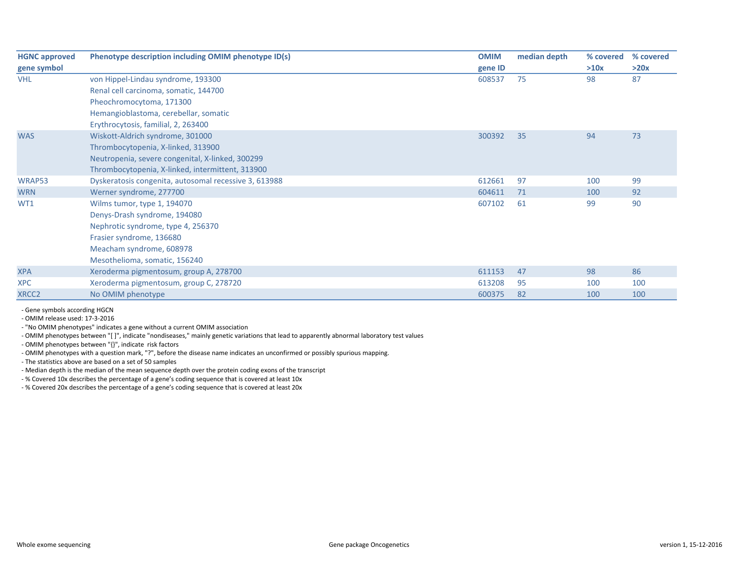| HGNC approved gene symbol | Phenotype description including OMIM phenotype ID(s) | OMIM gene ID | median depth | % covered >10x | % covered >20x |
|---|---|---|---|---|---|
| VHL | von Hippel-Lindau syndrome, 193300 | 608537 | 75 | 98 | 87 |
| | Renal cell carcinoma, somatic, 144700 | | | | |
| | Pheochromocytoma, 171300 | | | | |
| | Hemangioblastoma, cerebellar, somatic | | | | |
| | Erythrocytosis, familial, 2, 263400 | | | | |
| WAS | Wiskott-Aldrich syndrome, 301000 | 300392 | 35 | 94 | 73 |
| | Thrombocytopenia, X-linked, 313900 | | | | |
| | Neutropenia, severe congenital, X-linked, 300299 | | | | |
| | Thrombocytopenia, X-linked, intermittent, 313900 | | | | |
| WRAP53 | Dyskeratosis congenita, autosomal recessive 3, 613988 | 612661 | 97 | 100 | 99 |
| WRN | Werner syndrome, 277700 | 604611 | 71 | 100 | 92 |
| WT1 | Wilms tumor, type 1, 194070 | 607102 | 61 | 99 | 90 |
| | Denys-Drash syndrome, 194080 | | | | |
| | Nephrotic syndrome, type 4, 256370 | | | | |
| | Frasier syndrome, 136680 | | | | |
| | Meacham syndrome, 608978 | | | | |
| | Mesothelioma, somatic, 156240 | | | | |
| XPA | Xeroderma pigmentosum, group A, 278700 | 611153 | 47 | 98 | 86 |
| XPC | Xeroderma pigmentosum, group C, 278720 | 613208 | 95 | 100 | 100 |
| XRCC2 | No OMIM phenotype | 600375 | 82 | 100 | 100 |

- Gene symbols according HGCN
- OMIM release used: 17-3-2016
- "No OMIM phenotypes" indicates a gene without a current OMIM association
- OMIM phenotypes between "[ ]", indicate "nondiseases," mainly genetic variations that lead to apparently abnormal laboratory test values
- OMIM phenotypes between "{}", indicate risk factors
- OMIM phenotypes with a question mark, "?", before the disease name indicates an unconfirmed or possibly spurious mapping.
- The statistics above are based on a set of 50 samples
- Median depth is the median of the mean sequence depth over the protein coding exons of the transcript
- % Covered 10x describes the percentage of a gene's coding sequence that is covered at least 10x
- % Covered 20x describes the percentage of a gene's coding sequence that is covered at least 20x